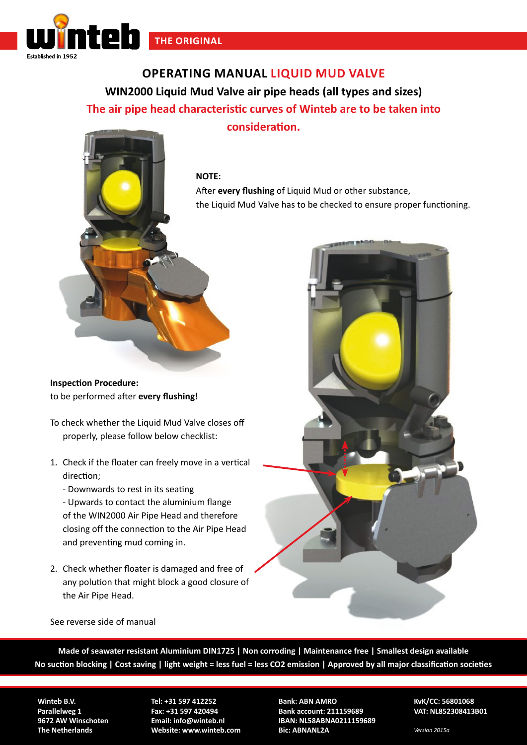winteb

Established in 1952

THE ORIGINAL

# OPERATING MANUAL LIQUID MUD VALVE

## WIN2000 Liquid Mud Valve air pipe heads (all types and sizes)

## The air pipe head characteristic curves of Winteb are to be taken into consideration.

**NOTE:**

After **every flushing** of Liquid Mud or other substance, the Liquid Mud Valve has to be checked to ensure proper functioning.

**Inspection Procedure:**
to be performed after **every flushing!**

To check whether the Liquid Mud Valve closes off properly, please follow below checklist:

1. Check if the floater can freely move in a vertical direction;
   - Downwards to rest in its seating
   - Upwards to contact the aluminium flange of the WIN2000 Air Pipe Head and therefore closing off the connection to the Air Pipe Head and preventing mud coming in.
2. Check whether floater is damaged and free of any polution that might block a good closure of the Air Pipe Head.

See reverse side of manual

**Made of seawater resistant Aluminium DIN1725 | Non corroding | Maintenance free | Smallest design available**
**No suction blocking | Cost saving | light weight = less fuel = less CO2 emission | Approved by all major classification societies**

**Winteb B.V.**
**Parallelweg 1**
**9672 AW Winschoten**
**The Netherlands**

**Tel: +31 597 412252**
**Fax: +31 597 420494**
**Email: info@winteb.nl**
**Website: www.winteb.com**

**Bank: ABN AMRO**
**Bank account: 211159689**
**IBAN: NL58ABNA0211159689**
**Bic: ABNANL2A**

**KvK/CC: 56801068**
**VAT: NL852308413B01**

*Version 2015a*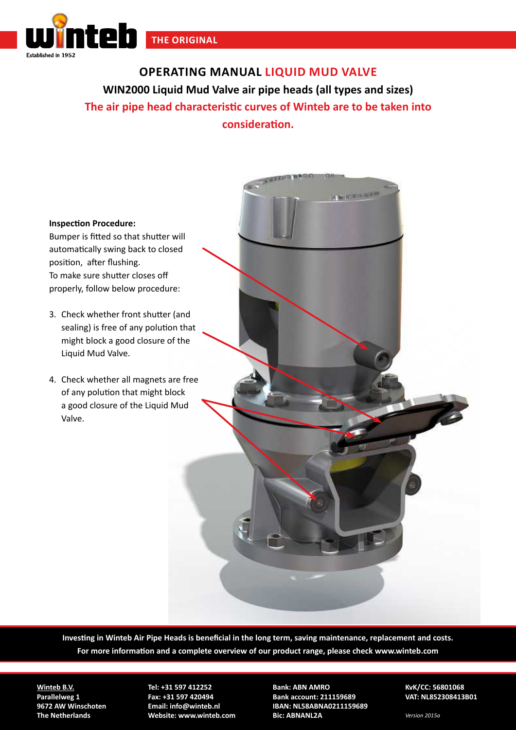THE ORIGINAL

# OPERATING MANUAL LIQUID MUD VALVE

## WIN2000 Liquid Mud Valve air pipe heads (all types and sizes)

**The air pipe head characteristic curves of Winteb are to be taken into consideration.**

**Inspection Procedure:**
Bumper is fitted so that shutter will automatically swing back to closed position, after flushing.
To make sure shutter closes off properly, follow below procedure:

3. Check whether front shutter (and sealing) is free of any polution that might block a good closure of the Liquid Mud Valve.

4. Check whether all magnets are free of any polution that might block a good closure of the Liquid Mud Valve.

**Investing in Winteb Air Pipe Heads is beneficial in the long term, saving maintenance, replacement and costs.**
**For more information and a complete overview of our product range, please check www.winteb.com**

**Winteb B.V.**
**Parallelweg 1**
**9672 AW Winschoten**
**The Netherlands**

**Tel: +31 597 412252**
**Fax: +31 597 420494**
**Email: info@winteb.nl**
**Website: www.winteb.com**

**Bank: ABN AMRO**
**Bank account: 211159689**
**IBAN: NL58ABNA0211159689**
**Bic: ABNANL2A**

**KvK/CC: 56801068**
**VAT: NL852308413B01**

*Version 2015a*